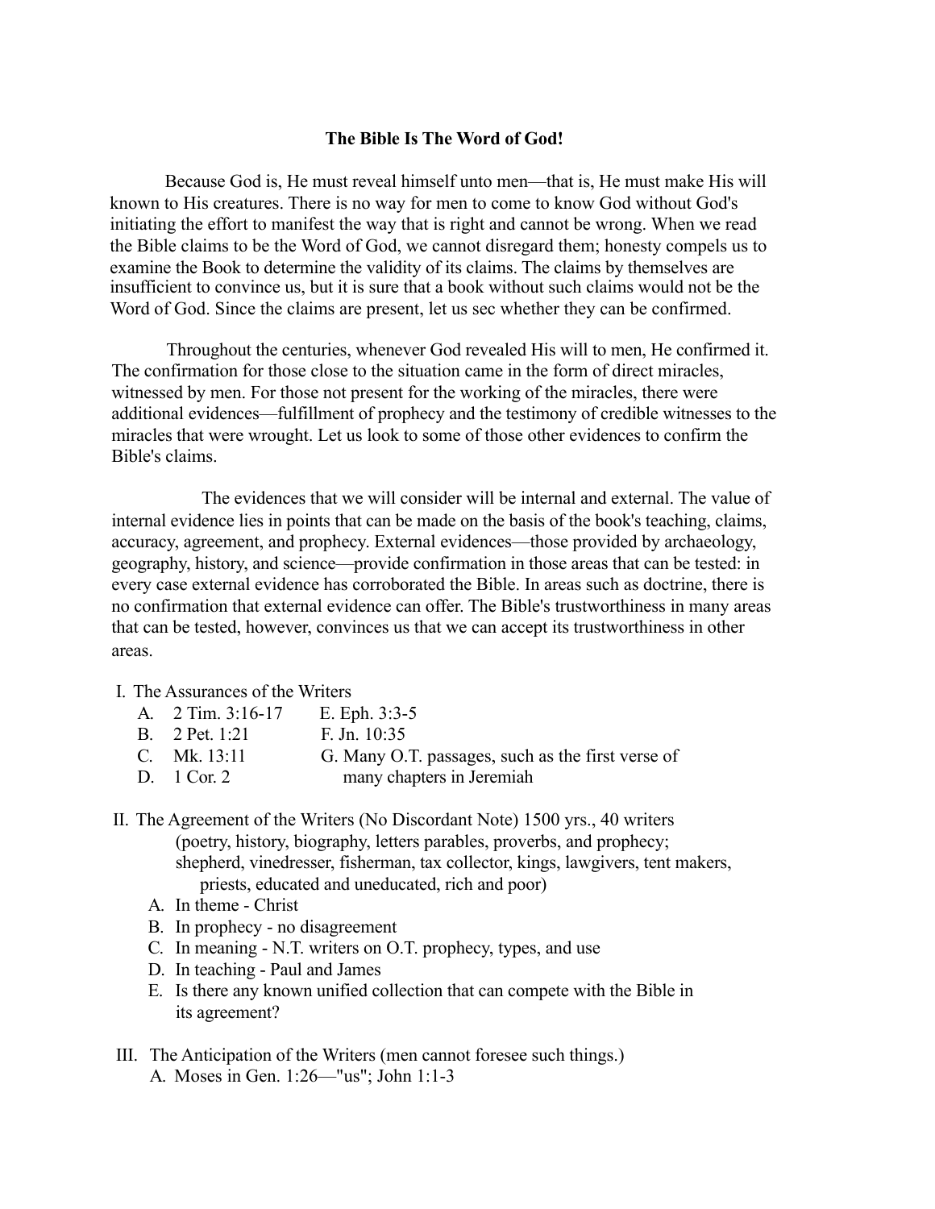**The Bible Is The Word of God!**

Because God is, He must reveal himself unto men—that is, He must make His will known to His creatures. There is no way for men to come to know God without God's initiating the effort to manifest the way that is right and cannot be wrong. When we read the Bible claims to be the Word of God, we cannot disregard them; honesty compels us to examine the Book to determine the validity of its claims. The claims by themselves are insufficient to convince us, but it is sure that a book without such claims would not be the Word of God. Since the claims are present, let us sec whether they can be confirmed.

Throughout the centuries, whenever God revealed His will to men, He confirmed it. The confirmation for those close to the situation came in the form of direct miracles, witnessed by men. For those not present for the working of the miracles, there were additional evidences—fulfillment of prophecy and the testimony of credible witnesses to the miracles that were wrought. Let us look to some of those other evidences to confirm the Bible's claims.

The evidences that we will consider will be internal and external. The value of internal evidence lies in points that can be made on the basis of the book's teaching, claims, accuracy, agreement, and prophecy. External evidences—those provided by archaeology, geography, history, and science—provide confirmation in those areas that can be tested: in every case external evidence has corroborated the Bible. In areas such as doctrine, there is no confirmation that external evidence can offer. The Bible's trustworthiness in many areas that can be tested, however, convinces us that we can accept its trustworthiness in other areas.

I. The Assurances of the Writers
   - A. 2 Tim. 3:16-17
   - B. 2 Pet. 1:21
   - C. Mk. 13:11
   - D. 1 Cor. 2
   - E. Eph. 3:3-5
   - F. Jn. 10:35
   - G. Many O.T. passages, such as the first verse of many chapters in Jeremiah

II. The Agreement of the Writers (No Discordant Note) 1500 yrs., 40 writers (poetry, history, biography, letters parables, proverbs, and prophecy; shepherd, vinedresser, fisherman, tax collector, kings, lawgivers, tent makers, priests, educated and uneducated, rich and poor)
   - A. In theme - Christ
   - B. In prophecy - no disagreement
   - C. In meaning - N.T. writers on O.T. prophecy, types, and use
   - D. In teaching - Paul and James
   - E. Is there any known unified collection that can compete with the Bible in its agreement?

III. The Anticipation of the Writers (men cannot foresee such things.)
   - A. Moses in Gen. 1:26—"us"; John 1:1-3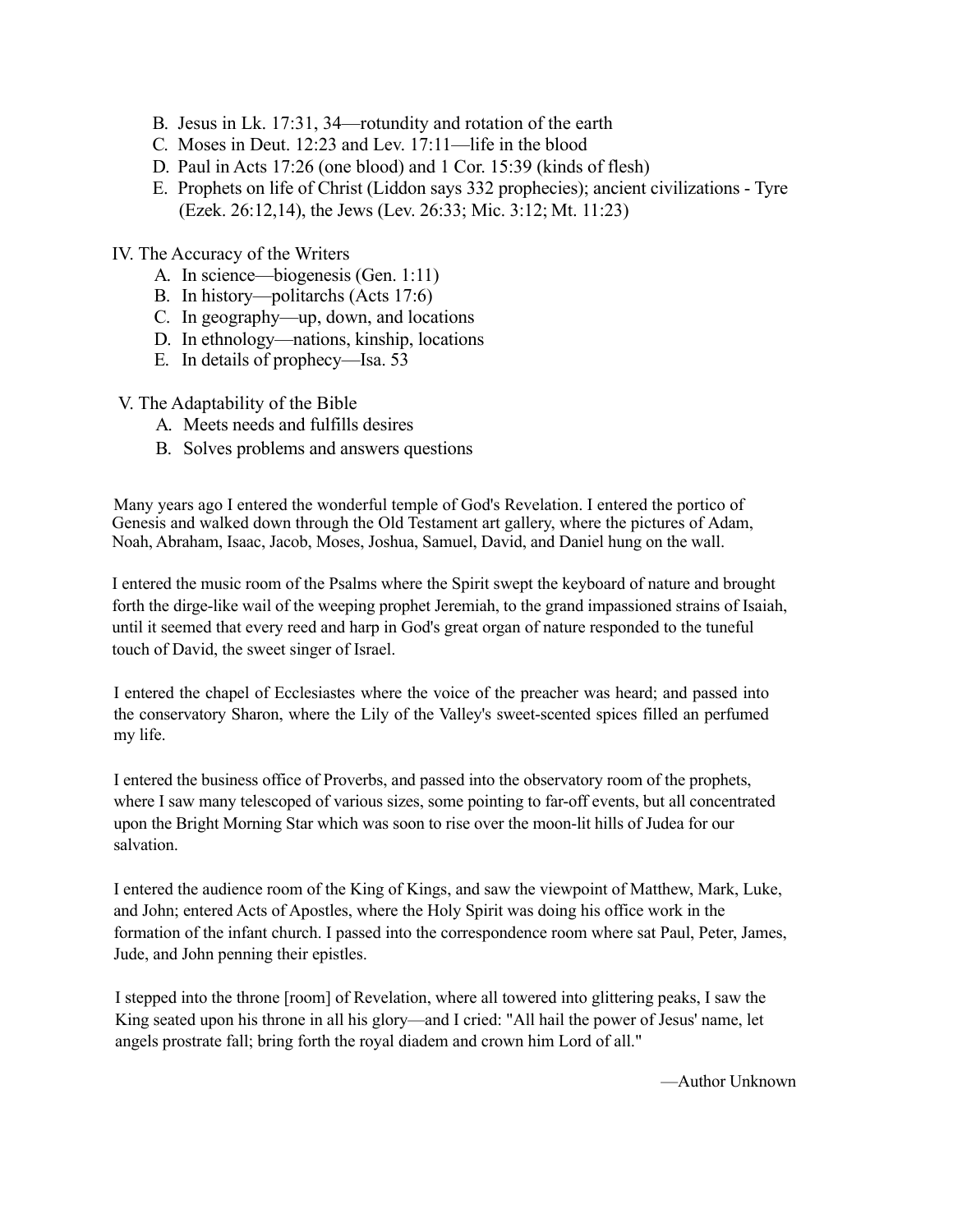B. Jesus in Lk. 17:31, 34—rotundity and rotation of the earth
C. Moses in Deut. 12:23 and Lev. 17:11—life in the blood
D. Paul in Acts 17:26 (one blood) and 1 Cor. 15:39 (kinds of flesh)
E. Prophets on life of Christ (Liddon says 332 prophecies); ancient civilizations - Tyre (Ezek. 26:12,14), the Jews (Lev. 26:33; Mic. 3:12; Mt. 11:23)

IV. The Accuracy of the Writers

A. In science—biogenesis (Gen. 1:11)
B. In history—politarchs (Acts 17:6)
C. In geography—up, down, and locations
D. In ethnology—nations, kinship, locations
E. In details of prophecy—Isa. 53

V. The Adaptability of the Bible

A. Meets needs and fulfills desires
B. Solves problems and answers questions

Many years ago I entered the wonderful temple of God's Revelation. I entered the portico of Genesis and walked down through the Old Testament art gallery, where the pictures of Adam, Noah, Abraham, Isaac, Jacob, Moses, Joshua, Samuel, David, and Daniel hung on the wall.

I entered the music room of the Psalms where the Spirit swept the keyboard of nature and brought forth the dirge-like wail of the weeping prophet Jeremiah, to the grand impassioned strains of Isaiah, until it seemed that every reed and harp in God's great organ of nature responded to the tuneful touch of David, the sweet singer of Israel.

I entered the chapel of Ecclesiastes where the voice of the preacher was heard; and passed into the conservatory Sharon, where the Lily of the Valley's sweet-scented spices filled an perfumed my life.

I entered the business office of Proverbs, and passed into the observatory room of the prophets, where I saw many telescoped of various sizes, some pointing to far-off events, but all concentrated upon the Bright Morning Star which was soon to rise over the moon-lit hills of Judea for our salvation.

I entered the audience room of the King of Kings, and saw the viewpoint of Matthew, Mark, Luke, and John; entered Acts of Apostles, where the Holy Spirit was doing his office work in the formation of the infant church. I passed into the correspondence room where sat Paul, Peter, James, Jude, and John penning their epistles.

I stepped into the throne [room] of Revelation, where all towered into glittering peaks, I saw the King seated upon his throne in all his glory—and I cried: "All hail the power of Jesus' name, let angels prostrate fall; bring forth the royal diadem and crown him Lord of all."

—Author Unknown